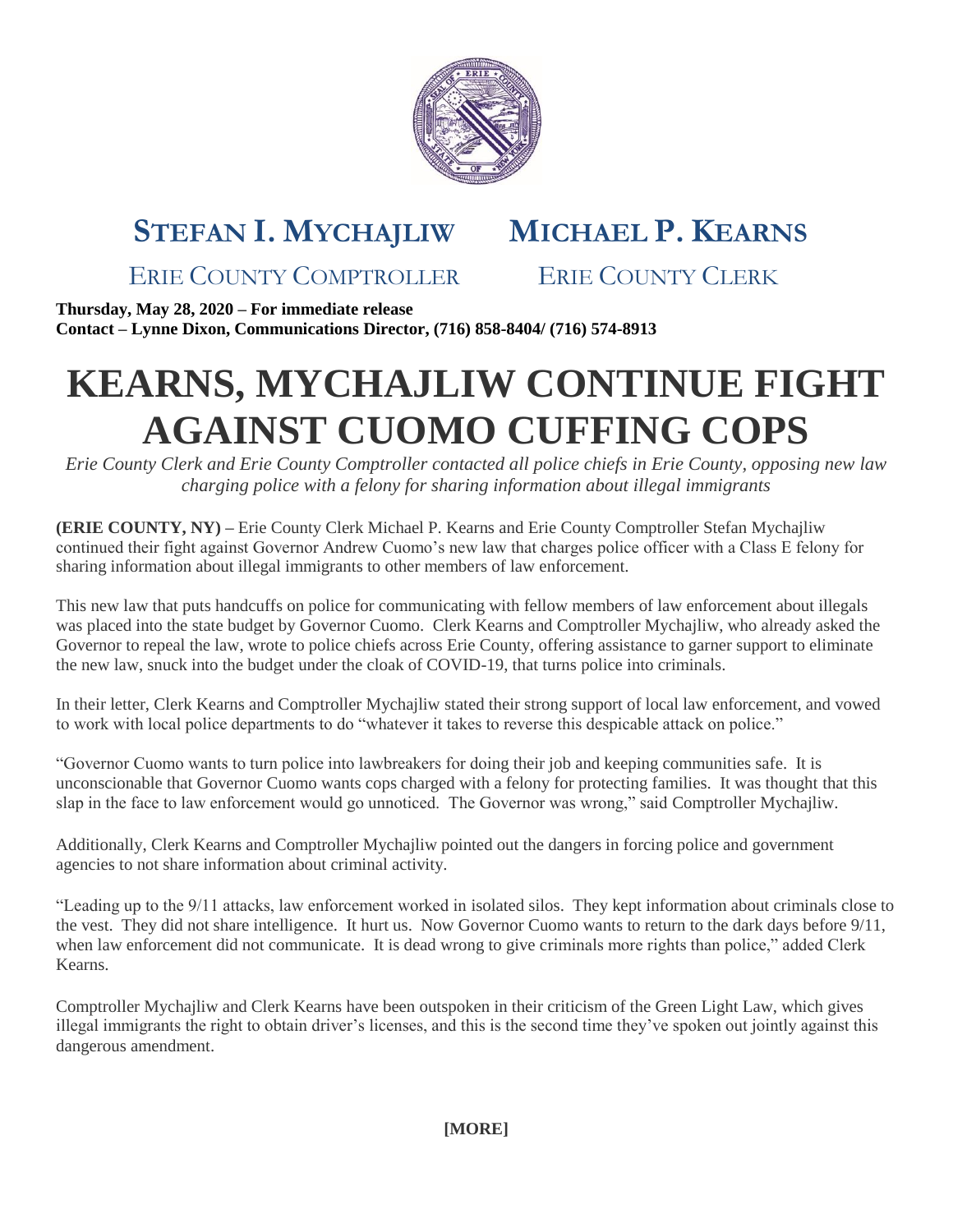**STEFAN I. MYCHAJLIW** — ERIE COUNTY COMPTROLLER

**MICHAEL P. KEARNS** — ERIE COUNTY CLERK

**Thursday, May 28, 2020 – For immediate release**
**Contact – Lynne Dixon, Communications Director, (716) 858-8404/ (716) 574-8913**

# KEARNS, MYCHAJLIW CONTINUE FIGHT AGAINST CUOMO CUFFING COPS

*Erie County Clerk and Erie County Comptroller contacted all police chiefs in Erie County, opposing new law charging police with a felony for sharing information about illegal immigrants*

**(ERIE COUNTY, NY) –** Erie County Clerk Michael P. Kearns and Erie County Comptroller Stefan Mychajliw continued their fight against Governor Andrew Cuomo's new law that charges police officer with a Class E felony for sharing information about illegal immigrants to other members of law enforcement.

This new law that puts handcuffs on police for communicating with fellow members of law enforcement about illegals was placed into the state budget by Governor Cuomo. Clerk Kearns and Comptroller Mychajliw, who already asked the Governor to repeal the law, wrote to police chiefs across Erie County, offering assistance to garner support to eliminate the new law, snuck into the budget under the cloak of COVID-19, that turns police into criminals.

In their letter, Clerk Kearns and Comptroller Mychajliw stated their strong support of local law enforcement, and vowed to work with local police departments to do "whatever it takes to reverse this despicable attack on police."

"Governor Cuomo wants to turn police into lawbreakers for doing their job and keeping communities safe. It is unconscionable that Governor Cuomo wants cops charged with a felony for protecting families. It was thought that this slap in the face to law enforcement would go unnoticed. The Governor was wrong," said Comptroller Mychajliw.

Additionally, Clerk Kearns and Comptroller Mychajliw pointed out the dangers in forcing police and government agencies to not share information about criminal activity.

"Leading up to the 9/11 attacks, law enforcement worked in isolated silos. They kept information about criminals close to the vest. They did not share intelligence. It hurt us. Now Governor Cuomo wants to return to the dark days before 9/11, when law enforcement did not communicate. It is dead wrong to give criminals more rights than police," added Clerk Kearns.

Comptroller Mychajliw and Clerk Kearns have been outspoken in their criticism of the Green Light Law, which gives illegal immigrants the right to obtain driver's licenses, and this is the second time they've spoken out jointly against this dangerous amendment.

**[MORE]**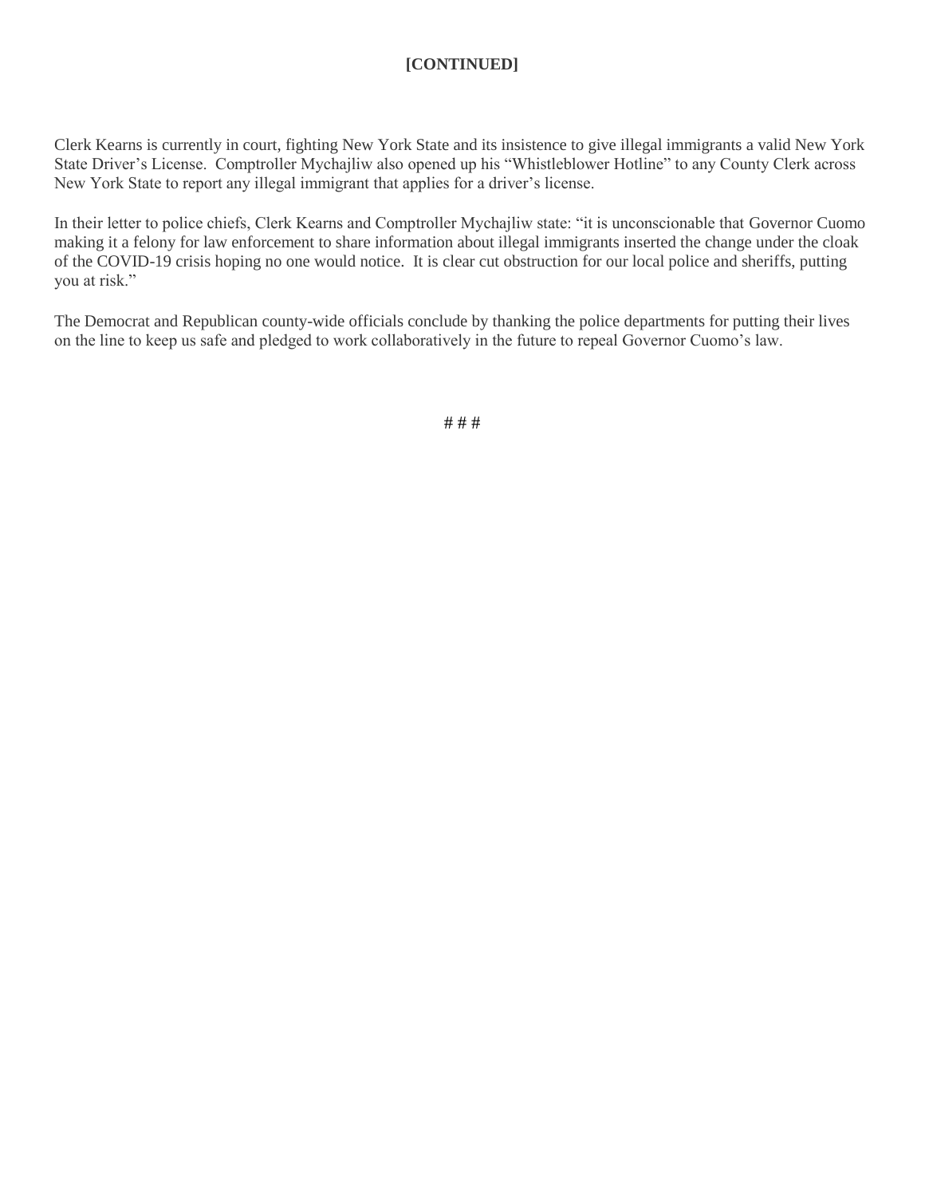**[CONTINUED]**

Clerk Kearns is currently in court, fighting New York State and its insistence to give illegal immigrants a valid New York State Driver's License. Comptroller Mychajliw also opened up his "Whistleblower Hotline" to any County Clerk across New York State to report any illegal immigrant that applies for a driver's license.

In their letter to police chiefs, Clerk Kearns and Comptroller Mychajliw state: "it is unconscionable that Governor Cuomo making it a felony for law enforcement to share information about illegal immigrants inserted the change under the cloak of the COVID-19 crisis hoping no one would notice. It is clear cut obstruction for our local police and sheriffs, putting you at risk."

The Democrat and Republican county-wide officials conclude by thanking the police departments for putting their lives on the line to keep us safe and pledged to work collaboratively in the future to repeal Governor Cuomo's law.

# # #